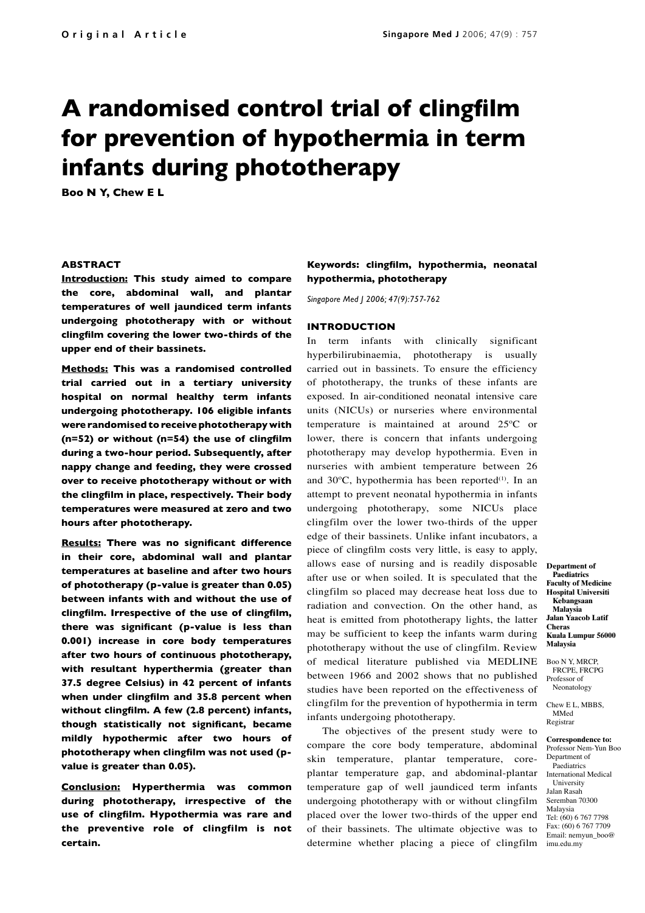# A randomised control trial of clingfilm for prevention of hypothermia in term infants during phototherapy

**Boo N Y, Chew E L**

## ABSTRACT

**Introduction:** This study aimed to compare the core, abdominal wall, and plantar temperatures of well jaundiced term infants undergoing phototherapy with or without clingfilm covering the lower two-thirds of the upper end of their bassinets.

**Methods:** This was a randomised controlled trial carried out in a tertiary university hospital on normal healthy term infants undergoing phototherapy. 106 eligible infants were randomised to receive phototherapy with (n=52) or without (n=54) the use of clingfilm during a two-hour period. Subsequently, after nappy change and feeding, they were crossed over to receive phototherapy without or with the clingfilm in place, respectively. Their body temperatures were measured at zero and two hours after phototherapy.

**Results:** There was no significant difference in their core, abdominal wall and plantar temperatures at baseline and after two hours of phototherapy (p-value is greater than 0.05) between infants with and without the use of clingfilm. Irrespective of the use of clingfilm, there was significant (p-value is less than 0.001) increase in core body temperatures after two hours of continuous phototherapy, with resultant hyperthermia (greater than 37.5 degree Celsius) in 42 percent of infants when under clingfilm and 35.8 percent when without clingfilm. A few (2.8 percent) infants, though statistically not significant, became mildly hypothermic after two hours of phototherapy when clingfilm was not used (p-value is greater than 0.05).

**Conclusion:** Hyperthermia was common during phototherapy, irrespective of the use of clingfilm. Hypothermia was rare and the preventive role of clingfilm is not certain.

**Keywords: clingfilm, hypothermia, neonatal hypothermia, phototherapy**

*Singapore Med J 2006; 47(9):757-762*

## INTRODUCTION

In term infants with clinically significant hyperbilirubinaemia, phototherapy is usually carried out in bassinets. To ensure the efficiency of phototherapy, the trunks of these infants are exposed. In air-conditioned neonatal intensive care units (NICUs) or nurseries where environmental temperature is maintained at around 25ºC or lower, there is concern that infants undergoing phototherapy may develop hypothermia. Even in nurseries with ambient temperature between 26 and 30ºC, hypothermia has been reported[1]. In an attempt to prevent neonatal hypothermia in infants undergoing phototherapy, some NICUs place clingfilm over the lower two-thirds of the upper edge of their bassinets. Unlike infant incubators, a piece of clingfilm costs very little, is easy to apply, allows ease of nursing and is readily disposable after use or when soiled. It is speculated that the clingfilm so placed may decrease heat loss due to radiation and convection. On the other hand, as heat is emitted from phototherapy lights, the latter may be sufficient to keep the infants warm during phototherapy without the use of clingfilm. Review of medical literature published via MEDLINE between 1966 and 2002 shows that no published studies have been reported on the effectiveness of clingfilm for the prevention of hypothermia in term infants undergoing phototherapy.

The objectives of the present study were to compare the core body temperature, abdominal skin temperature, plantar temperature, core-plantar temperature gap, and abdominal-plantar temperature gap of well jaundiced term infants undergoing phototherapy with or without clingfilm placed over the lower two-thirds of the upper end of their bassinets. The ultimate objective was to determine whether placing a piece of clingfilm

**Department of Paediatrics**
**Faculty of Medicine**
**Hospital Universiti Kebangsaan Malaysia**
**Jalan Yaacob Latif**
**Cheras**
**Kuala Lumpur 56000**
**Malaysia**

Boo N Y, MRCP, FRCPE, FRCPG
Professor of Neonatology

Chew E L, MBBS, MMed
Registrar

**Correspondence to:**
Professor Nem-Yun Boo
Department of Paediatrics
International Medical University
Jalan Rasah
Seremban 70300
Malaysia
Tel: (60) 6 767 7798
Fax: (60) 6 767 7709
Email: nemyun_boo@imu.edu.my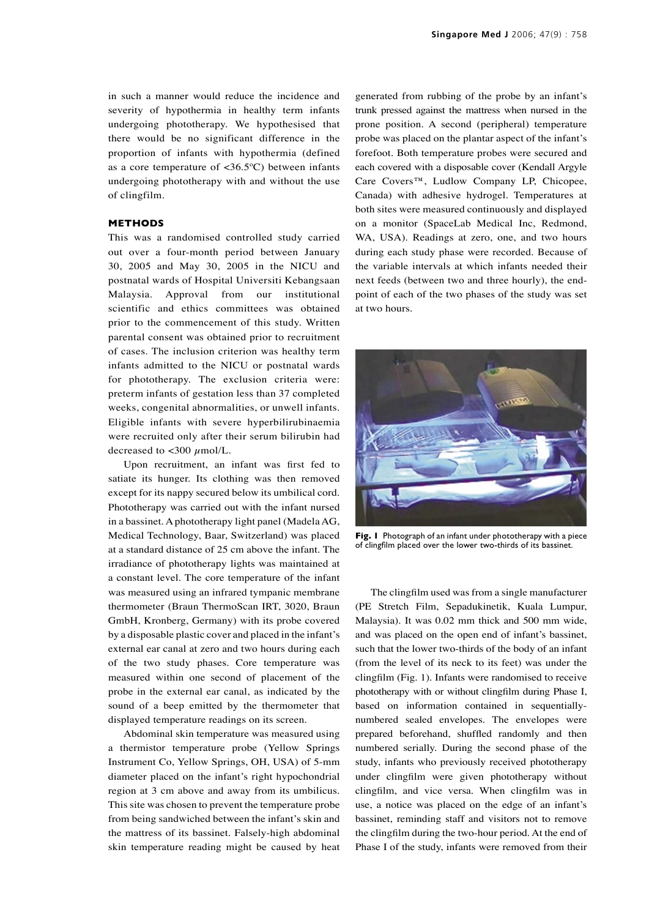in such a manner would reduce the incidence and severity of hypothermia in healthy term infants undergoing phototherapy. We hypothesised that there would be no significant difference in the proportion of infants with hypothermia (defined as a core temperature of <36.5ºC) between infants undergoing phototherapy with and without the use of clingfilm.

## METHODS

This was a randomised controlled study carried out over a four-month period between January 30, 2005 and May 30, 2005 in the NICU and postnatal wards of Hospital Universiti Kebangsaan Malaysia. Approval from our institutional scientific and ethics committees was obtained prior to the commencement of this study. Written parental consent was obtained prior to recruitment of cases. The inclusion criterion was healthy term infants admitted to the NICU or postnatal wards for phototherapy. The exclusion criteria were: preterm infants of gestation less than 37 completed weeks, congenital abnormalities, or unwell infants. Eligible infants with severe hyperbilirubinaemia were recruited only after their serum bilirubin had decreased to <300 $\mu$mol/L.

Upon recruitment, an infant was first fed to satiate its hunger. Its clothing was then removed except for its nappy secured below its umbilical cord. Phototherapy was carried out with the infant nursed in a bassinet. A phototherapy light panel (Madela AG, Medical Technology, Baar, Switzerland) was placed at a standard distance of 25 cm above the infant. The irradiance of phototherapy lights was maintained at a constant level. The core temperature of the infant was measured using an infrared tympanic membrane thermometer (Braun ThermoScan IRT, 3020, Braun GmbH, Kronberg, Germany) with its probe covered by a disposable plastic cover and placed in the infant's external ear canal at zero and two hours during each of the two study phases. Core temperature was measured within one second of placement of the probe in the external ear canal, as indicated by the sound of a beep emitted by the thermometer that displayed temperature readings on its screen.

Abdominal skin temperature was measured using a thermistor temperature probe (Yellow Springs Instrument Co, Yellow Springs, OH, USA) of 5-mm diameter placed on the infant's right hypochondrial region at 3 cm above and away from its umbilicus. This site was chosen to prevent the temperature probe from being sandwiched between the infant's skin and the mattress of its bassinet. Falsely-high abdominal skin temperature reading might be caused by heat generated from rubbing of the probe by an infant's trunk pressed against the mattress when nursed in the prone position. A second (peripheral) temperature probe was placed on the plantar aspect of the infant's forefoot. Both temperature probes were secured and each covered with a disposable cover (Kendall Argyle Care Covers™, Ludlow Company LP, Chicopee, Canada) with adhesive hydrogel. Temperatures at both sites were measured continuously and displayed on a monitor (SpaceLab Medical Inc, Redmond, WA, USA). Readings at zero, one, and two hours during each study phase were recorded. Because of the variable intervals at which infants needed their next feeds (between two and three hourly), the end-point of each of the two phases of the study was set at two hours.

**Fig. 1** Photograph of an infant under phototherapy with a piece of clingfilm placed over the lower two-thirds of its bassinet.

The clingfilm used was from a single manufacturer (PE Stretch Film, Sepadukinetik, Kuala Lumpur, Malaysia). It was 0.02 mm thick and 500 mm wide, and was placed on the open end of infant's bassinet, such that the lower two-thirds of the body of an infant (from the level of its neck to its feet) was under the clingfilm (Fig. 1). Infants were randomised to receive phototherapy with or without clingfilm during Phase I, based on information contained in sequentially-numbered sealed envelopes. The envelopes were prepared beforehand, shuffled randomly and then numbered serially. During the second phase of the study, infants who previously received phototherapy under clingfilm were given phototherapy without clingfilm, and vice versa. When clingfilm was in use, a notice was placed on the edge of an infant's bassinet, reminding staff and visitors not to remove the clingfilm during the two-hour period. At the end of Phase I of the study, infants were removed from their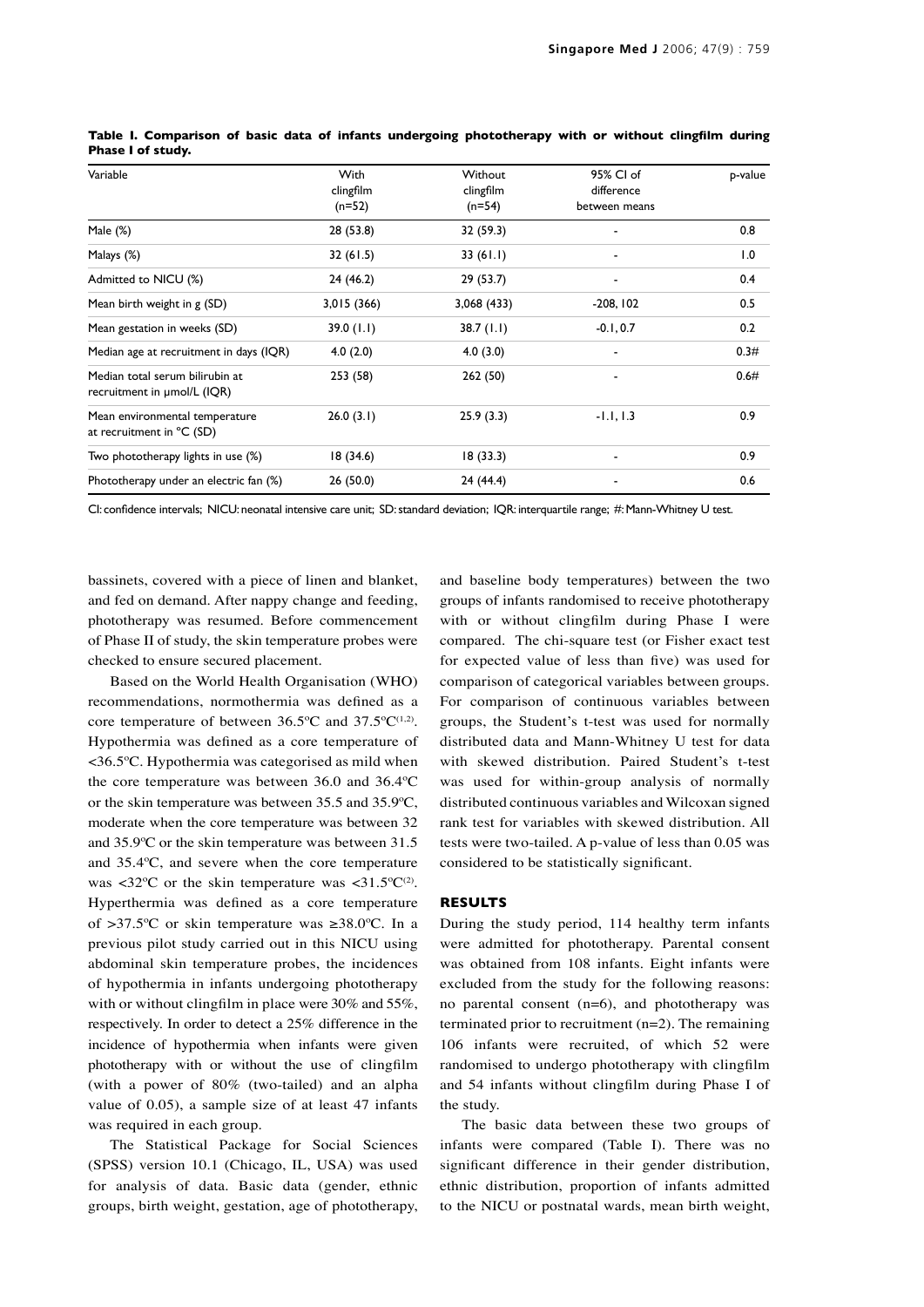**Table I. Comparison of basic data of infants undergoing phototherapy with or without clingfilm during Phase I of study.**

| Variable | With clingfilm (n=52) | Without clingfilm (n=54) | 95% CI of difference between means | p-value |
|---|---|---|---|---|
| Male (%) | 28 (53.8) | 32 (59.3) | - | 0.8 |
| Malays (%) | 32 (61.5) | 33 (61.1) | - | 1.0 |
| Admitted to NICU (%) | 24 (46.2) | 29 (53.7) | - | 0.4 |
| Mean birth weight in g (SD) | 3,015 (366) | 3,068 (433) | -208, 102 | 0.5 |
| Mean gestation in weeks (SD) | 39.0 (1.1) | 38.7 (1.1) | -0.1, 0.7 | 0.2 |
| Median age at recruitment in days (IQR) | 4.0 (2.0) | 4.0 (3.0) | - | 0.3# |
| Median total serum bilirubin at recruitment in µmol/L (IQR) | 253 (58) | 262 (50) | - | 0.6# |
| Mean environmental temperature at recruitment in °C (SD) | 26.0 (3.1) | 25.9 (3.3) | -1.1, 1.3 | 0.9 |
| Two phototherapy lights in use (%) | 18 (34.6) | 18 (33.3) | - | 0.9 |
| Phototherapy under an electric fan (%) | 26 (50.0) | 24 (44.4) | - | 0.6 |

CI: confidence intervals; NICU: neonatal intensive care unit; SD: standard deviation; IQR: interquartile range; #: Mann-Whitney U test.

bassinets, covered with a piece of linen and blanket, and fed on demand. After nappy change and feeding, phototherapy was resumed. Before commencement of Phase II of study, the skin temperature probes were checked to ensure secured placement.

Based on the World Health Organisation (WHO) recommendations, normothermia was defined as a core temperature of between 36.5ºC and 37.5ºC[1,2]. Hypothermia was defined as a core temperature of <36.5ºC. Hypothermia was categorised as mild when the core temperature was between 36.0 and 36.4ºC or the skin temperature was between 35.5 and 35.9ºC, moderate when the core temperature was between 32 and 35.9ºC or the skin temperature was between 31.5 and 35.4ºC, and severe when the core temperature was <32ºC or the skin temperature was <31.5ºC[2]. Hyperthermia was defined as a core temperature of >37.5ºC or skin temperature was ≥38.0ºC. In a previous pilot study carried out in this NICU using abdominal skin temperature probes, the incidences of hypothermia in infants undergoing phototherapy with or without clingfilm in place were 30% and 55%, respectively. In order to detect a 25% difference in the incidence of hypothermia when infants were given phototherapy with or without the use of clingfilm (with a power of 80% (two-tailed) and an alpha value of 0.05), a sample size of at least 47 infants was required in each group.

The Statistical Package for Social Sciences (SPSS) version 10.1 (Chicago, IL, USA) was used for analysis of data. Basic data (gender, ethnic groups, birth weight, gestation, age of phototherapy, and baseline body temperatures) between the two groups of infants randomised to receive phototherapy with or without clingfilm during Phase I were compared. The chi-square test (or Fisher exact test for expected value of less than five) was used for comparison of categorical variables between groups. For comparison of continuous variables between groups, the Student's t-test was used for normally distributed data and Mann-Whitney U test for data with skewed distribution. Paired Student's t-test was used for within-group analysis of normally distributed continuous variables and Wilcoxan signed rank test for variables with skewed distribution. All tests were two-tailed. A p-value of less than 0.05 was considered to be statistically significant.

## RESULTS

During the study period, 114 healthy term infants were admitted for phototherapy. Parental consent was obtained from 108 infants. Eight infants were excluded from the study for the following reasons: no parental consent (n=6), and phototherapy was terminated prior to recruitment (n=2). The remaining 106 infants were recruited, of which 52 were randomised to undergo phototherapy with clingfilm and 54 infants without clingfilm during Phase I of the study.

The basic data between these two groups of infants were compared (Table I). There was no significant difference in their gender distribution, ethnic distribution, proportion of infants admitted to the NICU or postnatal wards, mean birth weight,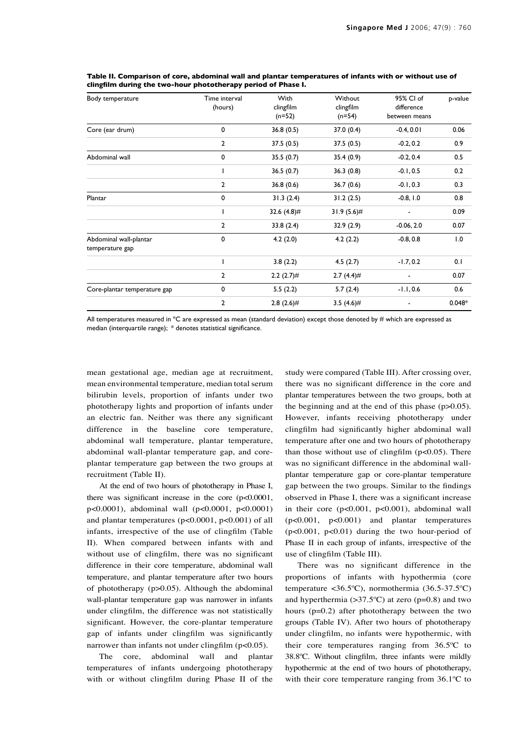**Table II. Comparison of core, abdominal wall and plantar temperatures of infants with or without use of clingfilm during the two-hour phototherapy period of Phase I.**

| Body temperature | Time interval (hours) | With clingfilm (n=52) | Without clingfilm (n=54) | 95% CI of difference between means | p-value |
|---|---|---|---|---|---|
| Core (ear drum) | 0 | 36.8 (0.5) | 37.0 (0.4) | -0.4, 0.01 | 0.06 |
| | 2 | 37.5 (0.5) | 37.5 (0.5) | -0.2, 0.2 | 0.9 |
| Abdominal wall | 0 | 35.5 (0.7) | 35.4 (0.9) | -0.2, 0.4 | 0.5 |
| | 1 | 36.5 (0.7) | 36.3 (0.8) | -0.1, 0.5 | 0.2 |
| | 2 | 36.8 (0.6) | 36.7 (0.6) | -0.1, 0.3 | 0.3 |
| Plantar | 0 | 31.3 (2.4) | 31.2 (2.5) | -0.8, 1.0 | 0.8 |
| | 1 | 32.6 (4.8)# | 31.9 (5.6)# | - | 0.09 |
| | 2 | 33.8 (2.4) | 32.9 (2.9) | -0.06, 2.0 | 0.07 |
| Abdominal wall-plantar temperature gap | 0 | 4.2 (2.0) | 4.2 (2.2) | -0.8, 0.8 | 1.0 |
| | 1 | 3.8 (2.2) | 4.5 (2.7) | -1.7, 0.2 | 0.1 |
| | 2 | 2.2 (2.7)# | 2.7 (4.4)# | - | 0.07 |
| Core-plantar temperature gap | 0 | 5.5 (2.2) | 5.7 (2.4) | -1.1, 0.6 | 0.6 |
| | 2 | 2.8 (2.6)# | 3.5 (4.6)# | - | 0.048* |

All temperatures measured in °C are expressed as mean (standard deviation) except those denoted by # which are expressed as median (interquartile range); * denotes statistical significance.

mean gestational age, median age at recruitment, mean environmental temperature, median total serum bilirubin levels, proportion of infants under two phototherapy lights and proportion of infants under an electric fan. Neither was there any significant difference in the baseline core temperature, abdominal wall temperature, plantar temperature, abdominal wall-plantar temperature gap, and core-plantar temperature gap between the two groups at recruitment (Table II).

At the end of two hours of phototherapy in Phase I, there was significant increase in the core ($p<0.0001$, $p<0.0001$), abdominal wall ($p<0.0001$, $p<0.0001$) and plantar temperatures ($p<0.0001$, $p<0.001$) of all infants, irrespective of the use of clingfilm (Table II). When compared between infants with and without use of clingfilm, there was no significant difference in their core temperature, abdominal wall temperature, and plantar temperature after two hours of phototherapy ($p>0.05$). Although the abdominal wall-plantar temperature gap was narrower in infants under clingfilm, the difference was not statistically significant. However, the core-plantar temperature gap of infants under clingfilm was significantly narrower than infants not under clingfilm ($p<0.05$).

The core, abdominal wall and plantar temperatures of infants undergoing phototherapy with or without clingfilm during Phase II of the study were compared (Table III). After crossing over, there was no significant difference in the core and plantar temperatures between the two groups, both at the beginning and at the end of this phase ($p>0.05$). However, infants receiving phototherapy under clingfilm had significantly higher abdominal wall temperature after one and two hours of phototherapy than those without use of clingfilm ($p<0.05$). There was no significant difference in the abdominal wall-plantar temperature gap or core-plantar temperature gap between the two groups. Similar to the findings observed in Phase I, there was a significant increase in their core ($p<0.001$, $p<0.001$), abdominal wall ($p<0.001$, $p<0.001$) and plantar temperatures ($p<0.001$, $p<0.01$) during the two hour-period of Phase II in each group of infants, irrespective of the use of clingfilm (Table III).

There was no significant difference in the proportions of infants with hypothermia (core temperature <36.5ºC), normothermia (36.5-37.5ºC) and hyperthermia (>37.5ºC) at zero ($p=0.8$) and two hours ($p=0.2$) after phototherapy between the two groups (Table IV). After two hours of phototherapy under clingfilm, no infants were hypothermic, with their core temperatures ranging from 36.5ºC to 38.8ºC. Without clingfilm, three infants were mildly hypothermic at the end of two hours of phototherapy, with their core temperature ranging from 36.1ºC to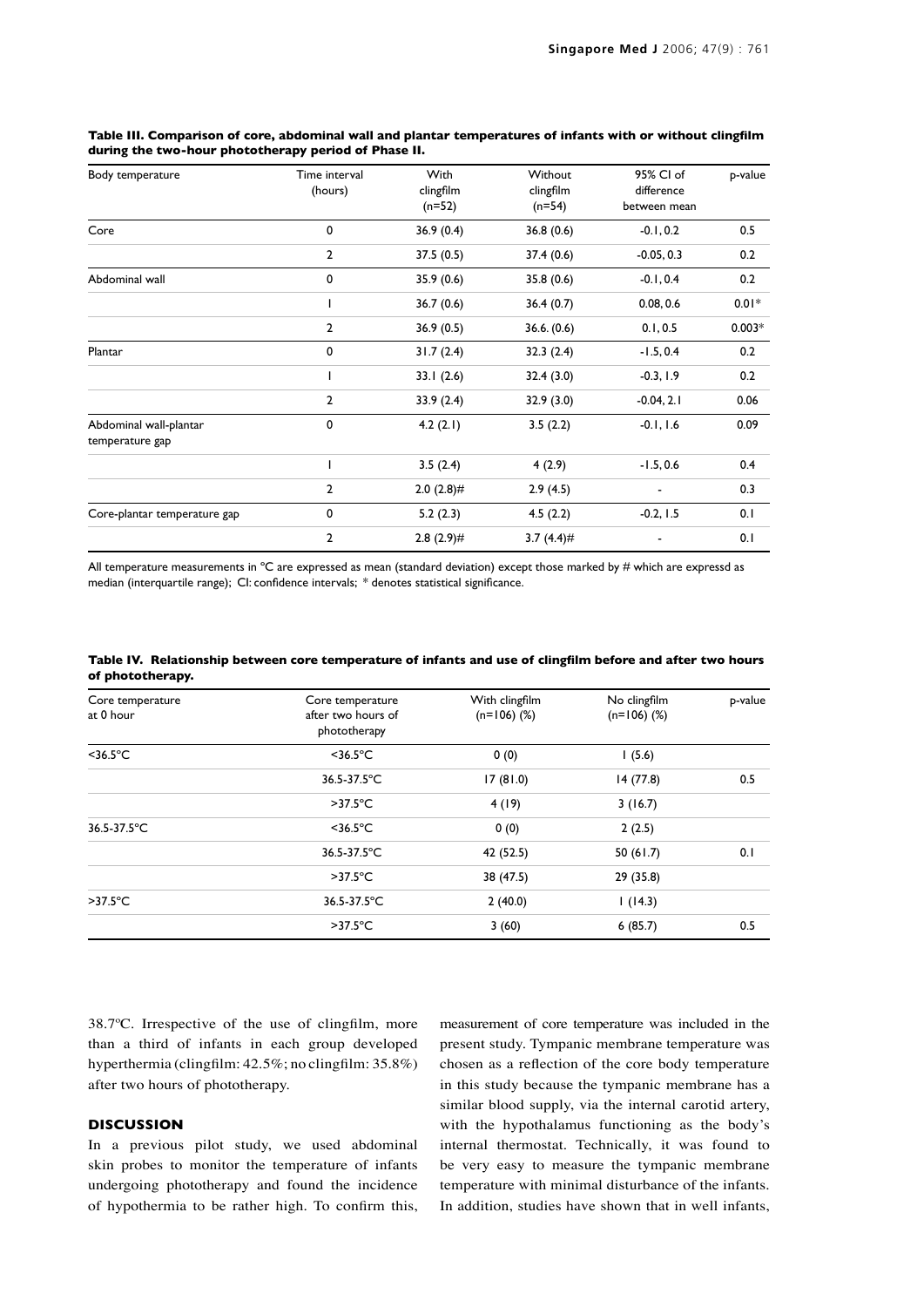**Table III. Comparison of core, abdominal wall and plantar temperatures of infants with or without clingfilm during the two-hour phototherapy period of Phase II.**

| Body temperature | Time interval (hours) | With clingfilm (n=52) | Without clingfilm (n=54) | 95% CI of difference between mean | p-value |
|---|---|---|---|---|---|
| Core | 0 | 36.9 (0.4) | 36.8 (0.6) | -0.1, 0.2 | 0.5 |
| | 2 | 37.5 (0.5) | 37.4 (0.6) | -0.05, 0.3 | 0.2 |
| Abdominal wall | 0 | 35.9 (0.6) | 35.8 (0.6) | -0.1, 0.4 | 0.2 |
| | 1 | 36.7 (0.6) | 36.4 (0.7) | 0.08, 0.6 | 0.01* |
| | 2 | 36.9 (0.5) | 36.6. (0.6) | 0.1, 0.5 | 0.003* |
| Plantar | 0 | 31.7 (2.4) | 32.3 (2.4) | -1.5, 0.4 | 0.2 |
| | 1 | 33.1 (2.6) | 32.4 (3.0) | -0.3, 1.9 | 0.2 |
| | 2 | 33.9 (2.4) | 32.9 (3.0) | -0.04, 2.1 | 0.06 |
| Abdominal wall-plantar temperature gap | 0 | 4.2 (2.1) | 3.5 (2.2) | -0.1, 1.6 | 0.09 |
| | 1 | 3.5 (2.4) | 4 (2.9) | -1.5, 0.6 | 0.4 |
| | 2 | 2.0 (2.8)# | 2.9 (4.5) | - | 0.3 |
| Core-plantar temperature gap | 0 | 5.2 (2.3) | 4.5 (2.2) | -0.2, 1.5 | 0.1 |
| | 2 | 2.8 (2.9)# | 3.7 (4.4)# | - | 0.1 |

All temperature measurements in °C are expressed as mean (standard deviation) except those marked by # which are expressd as median (interquartile range); CI: confidence intervals; * denotes statistical significance.

**Table IV. Relationship between core temperature of infants and use of clingfilm before and after two hours of phototherapy.**

| Core temperature at 0 hour | Core temperature after two hours of phototherapy | With clingfilm (n=106) (%) | No clingfilm (n=106) (%) | p-value |
|---|---|---|---|---|
| <36.5°C | <36.5°C | 0 (0) | 1 (5.6) | |
| | 36.5-37.5°C | 17 (81.0) | 14 (77.8) | 0.5 |
| | >37.5°C | 4 (19) | 3 (16.7) | |
| 36.5-37.5°C | <36.5°C | 0 (0) | 2 (2.5) | |
| | 36.5-37.5°C | 42 (52.5) | 50 (61.7) | 0.1 |
| | >37.5°C | 38 (47.5) | 29 (35.8) | |
| >37.5°C | 36.5-37.5°C | 2 (40.0) | 1 (14.3) | |
| | >37.5°C | 3 (60) | 6 (85.7) | 0.5 |

38.7ºC. Irrespective of the use of clingfilm, more than a third of infants in each group developed hyperthermia (clingfilm: 42.5%; no clingfilm: 35.8%) after two hours of phototherapy.

## DISCUSSION

In a previous pilot study, we used abdominal skin probes to monitor the temperature of infants undergoing phototherapy and found the incidence of hypothermia to be rather high. To confirm this, measurement of core temperature was included in the present study. Tympanic membrane temperature was chosen as a reflection of the core body temperature in this study because the tympanic membrane has a similar blood supply, via the internal carotid artery, with the hypothalamus functioning as the body's internal thermostat. Technically, it was found to be very easy to measure the tympanic membrane temperature with minimal disturbance of the infants. In addition, studies have shown that in well infants,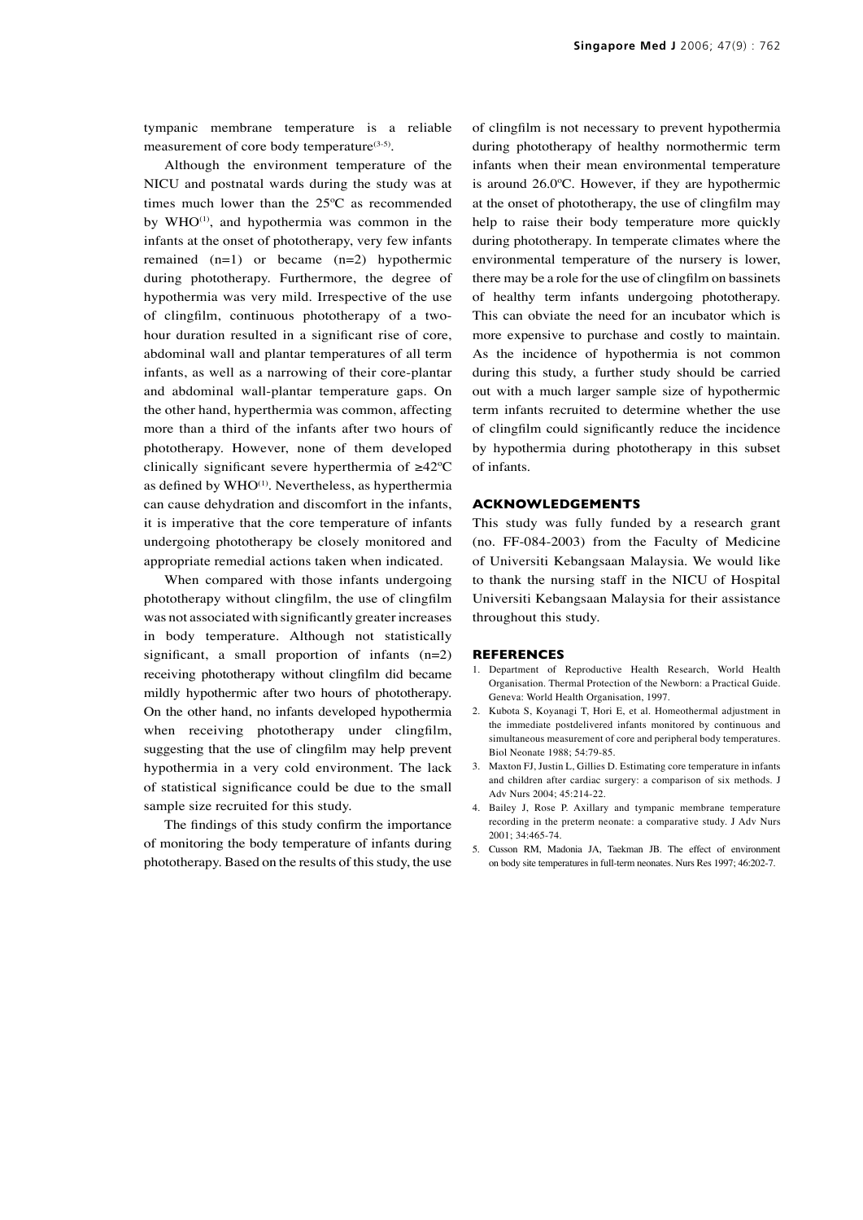tympanic membrane temperature is a reliable measurement of core body temperature[3-5].

Although the environment temperature of the NICU and postnatal wards during the study was at times much lower than the 25ºC as recommended by WHO[1], and hypothermia was common in the infants at the onset of phototherapy, very few infants remained (n=1) or became (n=2) hypothermic during phototherapy. Furthermore, the degree of hypothermia was very mild. Irrespective of the use of clingfilm, continuous phototherapy of a two-hour duration resulted in a significant rise of core, abdominal wall and plantar temperatures of all term infants, as well as a narrowing of their core-plantar and abdominal wall-plantar temperature gaps. On the other hand, hyperthermia was common, affecting more than a third of the infants after two hours of phototherapy. However, none of them developed clinically significant severe hyperthermia of ≥42ºC as defined by WHO[1]. Nevertheless, as hyperthermia can cause dehydration and discomfort in the infants, it is imperative that the core temperature of infants undergoing phototherapy be closely monitored and appropriate remedial actions taken when indicated.

When compared with those infants undergoing phototherapy without clingfilm, the use of clingfilm was not associated with significantly greater increases in body temperature. Although not statistically significant, a small proportion of infants (n=2) receiving phototherapy without clingfilm did became mildly hypothermic after two hours of phototherapy. On the other hand, no infants developed hypothermia when receiving phototherapy under clingfilm, suggesting that the use of clingfilm may help prevent hypothermia in a very cold environment. The lack of statistical significance could be due to the small sample size recruited for this study.

The findings of this study confirm the importance of monitoring the body temperature of infants during phototherapy. Based on the results of this study, the use of clingfilm is not necessary to prevent hypothermia during phototherapy of healthy normothermic term infants when their mean environmental temperature is around 26.0ºC. However, if they are hypothermic at the onset of phototherapy, the use of clingfilm may help to raise their body temperature more quickly during phototherapy. In temperate climates where the environmental temperature of the nursery is lower, there may be a role for the use of clingfilm on bassinets of healthy term infants undergoing phototherapy. This can obviate the need for an incubator which is more expensive to purchase and costly to maintain. As the incidence of hypothermia is not common during this study, a further study should be carried out with a much larger sample size of hypothermic term infants recruited to determine whether the use of clingfilm could significantly reduce the incidence by hypothermia during phototherapy in this subset of infants.

## ACKNOWLEDGEMENTS

This study was fully funded by a research grant (no. FF-084-2003) from the Faculty of Medicine of Universiti Kebangsaan Malaysia. We would like to thank the nursing staff in the NICU of Hospital Universiti Kebangsaan Malaysia for their assistance throughout this study.

## REFERENCES

1. Department of Reproductive Health Research, World Health Organisation. Thermal Protection of the Newborn: a Practical Guide. Geneva: World Health Organisation, 1997.
2. Kubota S, Koyanagi T, Hori E, et al. Homeothermal adjustment in the immediate postdelivered infants monitored by continuous and simultaneous measurement of core and peripheral body temperatures. Biol Neonate 1988; 54:79-85.
3. Maxton FJ, Justin L, Gillies D. Estimating core temperature in infants and children after cardiac surgery: a comparison of six methods. J Adv Nurs 2004; 45:214-22.
4. Bailey J, Rose P. Axillary and tympanic membrane temperature recording in the preterm neonate: a comparative study. J Adv Nurs 2001; 34:465-74.
5. Cusson RM, Madonia JA, Taekman JB. The effect of environment on body site temperatures in full-term neonates. Nurs Res 1997; 46:202-7.